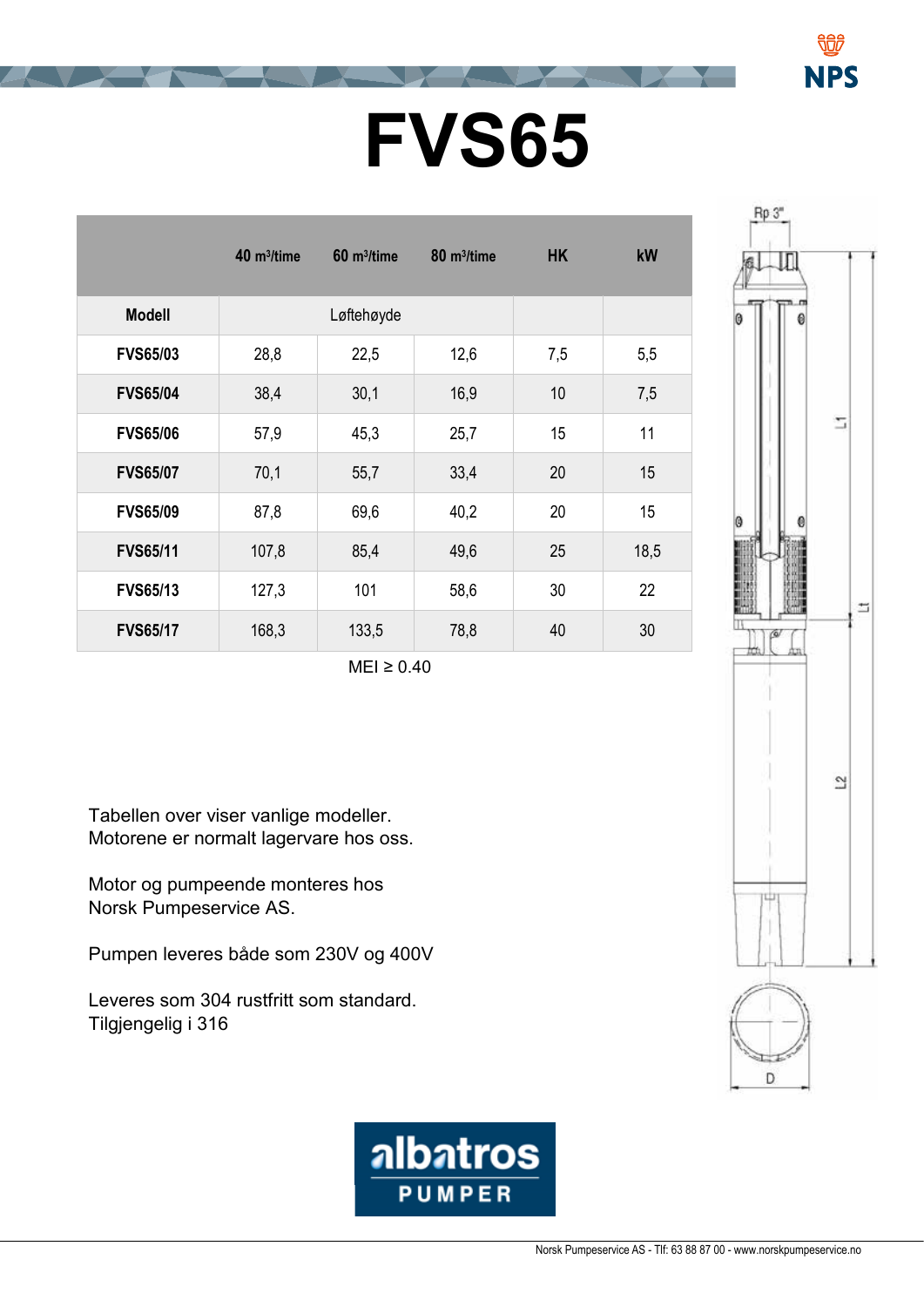# FVS65

| | 40 m³/time | 60 m³/time | 80 m³/time | HK | kW |
|---|---|---|---|---|---|
| **Modell** | Løftehøyde | | | | |
| **FVS65/03** | 28,8 | 22,5 | 12,6 | 7,5 | 5,5 |
| **FVS65/04** | 38,4 | 30,1 | 16,9 | 10 | 7,5 |
| **FVS65/06** | 57,9 | 45,3 | 25,7 | 15 | 11 |
| **FVS65/07** | 70,1 | 55,7 | 33,4 | 20 | 15 |
| **FVS65/09** | 87,8 | 69,6 | 40,2 | 20 | 15 |
| **FVS65/11** | 107,8 | 85,4 | 49,6 | 25 | 18,5 |
| **FVS65/13** | 127,3 | 101 | 58,6 | 30 | 22 |
| **FVS65/17** | 168,3 | 133,5 | 78,8 | 40 | 30 |

MEI ≥ 0.40

Rp 3"

L1

Lt

L2

D

Tabellen over viser vanlige modeller.
Motorene er normalt lagervare hos oss.

Motor og pumpeende monteres hos
Norsk Pumpeservice AS.

Pumpen leveres både som 230V og 400V

Leveres som 304 rustfritt som standard.
Tilgjengelig i 316

albatros PUMPER

Norsk Pumpeservice AS - Tlf: 63 88 87 00 - www.norskpumpeservice.no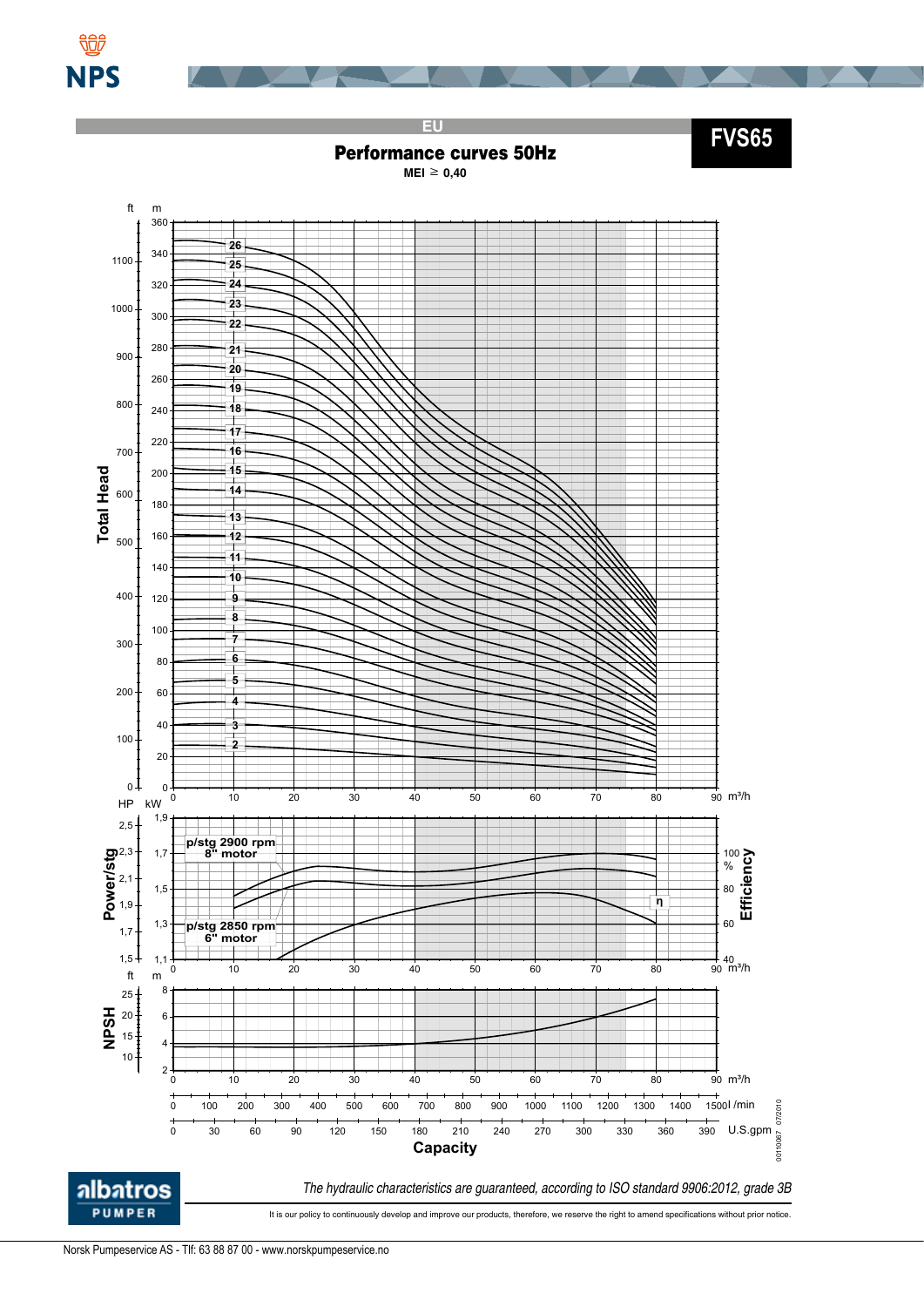NPS

EU

# Performance curves 50Hz

**FVS65**

MEI ≥ 0,40

Total Head

ft: 0, 100, 200, 300, 400, 500, 600, 700, 800, 900, 1000, 1100

m: 0, 20, 40, 60, 80, 100, 120, 140, 160, 180, 200, 220, 240, 260, 280, 300, 320, 340, 360

26, 25, 24, 23, 22, 21, 20, 19, 18, 17, 16, 15, 14, 13, 12, 11, 10, 9, 8, 7, 6, 5, 4, 3, 2

0, 10, 20, 30, 40, 50, 60, 70, 80, 90 m³/h

Power/stg

HP: 1,5, 1,7, 1,9, 2,1, 2,3, 2,5

kW: 1,1, 1,3, 1,5, 1,7, 1,9

p/stg 2900 rpm 8" motor

p/stg 2850 rpm 6" motor

η

Efficiency

%: 40, 60, 80, 100

0, 10, 20, 30, 40, 50, 60, 70, 80, 90 m³/h

NPSH

ft: 10, 15, 20, 25

m: 2, 4, 6, 8

0, 10, 20, 30, 40, 50, 60, 70, 80, 90 m³/h

0, 100, 200, 300, 400, 500, 600, 700, 800, 900, 1000, 1100, 1200, 1300, 1400, 1500 l /min

0, 30, 60, 90, 120, 150, 180, 210, 240, 270, 300, 330, 360, 390 U.S.gpm

**Capacity**

00110067 07/2010

albatros PUMPER

*The hydraulic characteristics are guaranteed, according to ISO standard 9906:2012, grade 3B*

It is our policy to continuously develop and improve our products, therefore, we reserve the right to amend specifications without prior notice.

Norsk Pumpeservice AS - Tlf: 63 88 87 00 - www.norskpumpeservice.no